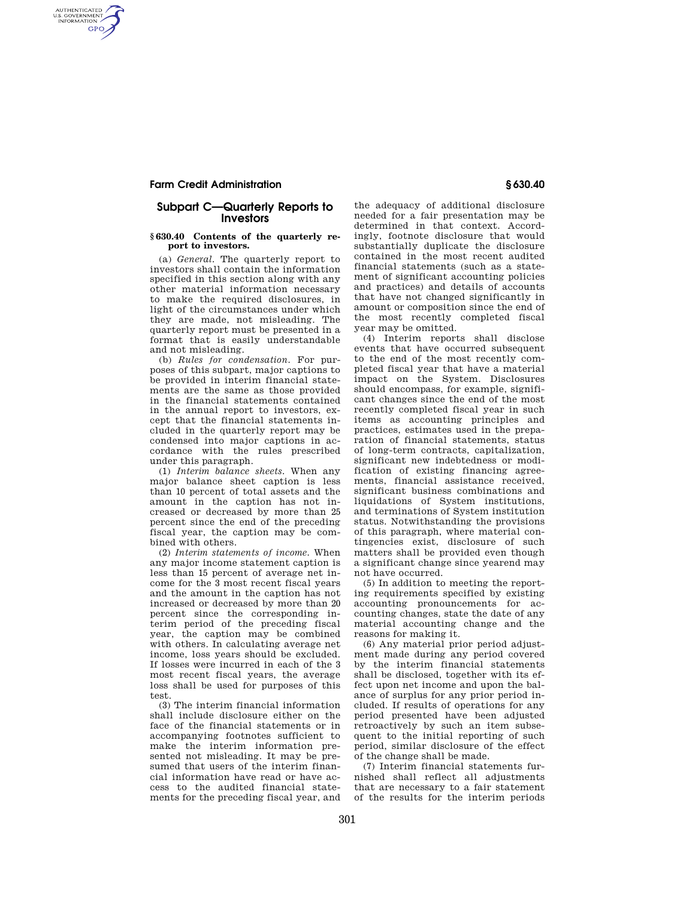## Subpart C—Quarterly Reports to Investors

### § 630.40 Contents of the quarterly report to investors.

(a) *General.* The quarterly report to investors shall contain the information specified in this section along with any other material information necessary to make the required disclosures, in light of the circumstances under which they are made, not misleading. The quarterly report must be presented in a format that is easily understandable and not misleading.

(b) *Rules for condensation.* For purposes of this subpart, major captions to be provided in interim financial statements are the same as those provided in the financial statements contained in the annual report to investors, except that the financial statements included in the quarterly report may be condensed into major captions in accordance with the rules prescribed under this paragraph.

(1) *Interim balance sheets.* When any major balance sheet caption is less than 10 percent of total assets and the amount in the caption has not increased or decreased by more than 25 percent since the end of the preceding fiscal year, the caption may be combined with others.

(2) *Interim statements of income.* When any major income statement caption is less than 15 percent of average net income for the 3 most recent fiscal years and the amount in the caption has not increased or decreased by more than 20 percent since the corresponding interim period of the preceding fiscal year, the caption may be combined with others. In calculating average net income, loss years should be excluded. If losses were incurred in each of the 3 most recent fiscal years, the average loss shall be used for purposes of this test.

(3) The interim financial information shall include disclosure either on the face of the financial statements or in accompanying footnotes sufficient to make the interim information presented not misleading. It may be presumed that users of the interim financial information have read or have access to the audited financial statements for the preceding fiscal year, and the adequacy of additional disclosure needed for a fair presentation may be determined in that context. Accordingly, footnote disclosure that would substantially duplicate the disclosure contained in the most recent audited financial statements (such as a statement of significant accounting policies and practices) and details of accounts that have not changed significantly in amount or composition since the end of the most recently completed fiscal year may be omitted.

(4) Interim reports shall disclose events that have occurred subsequent to the end of the most recently completed fiscal year that have a material impact on the System. Disclosures should encompass, for example, significant changes since the end of the most recently completed fiscal year in such items as accounting principles and practices, estimates used in the preparation of financial statements, status of long-term contracts, capitalization, significant new indebtedness or modification of existing financing agreements, financial assistance received, significant business combinations and liquidations of System institutions, and terminations of System institution status. Notwithstanding the provisions of this paragraph, where material contingencies exist, disclosure of such matters shall be provided even though a significant change since yearend may not have occurred.

(5) In addition to meeting the reporting requirements specified by existing accounting pronouncements for accounting changes, state the date of any material accounting change and the reasons for making it.

(6) Any material prior period adjustment made during any period covered by the interim financial statements shall be disclosed, together with its effect upon net income and upon the balance of surplus for any prior period included. If results of operations for any period presented have been adjusted retroactively by such an item subsequent to the initial reporting of such period, similar disclosure of the effect of the change shall be made.

(7) Interim financial statements furnished shall reflect all adjustments that are necessary to a fair statement of the results for the interim periods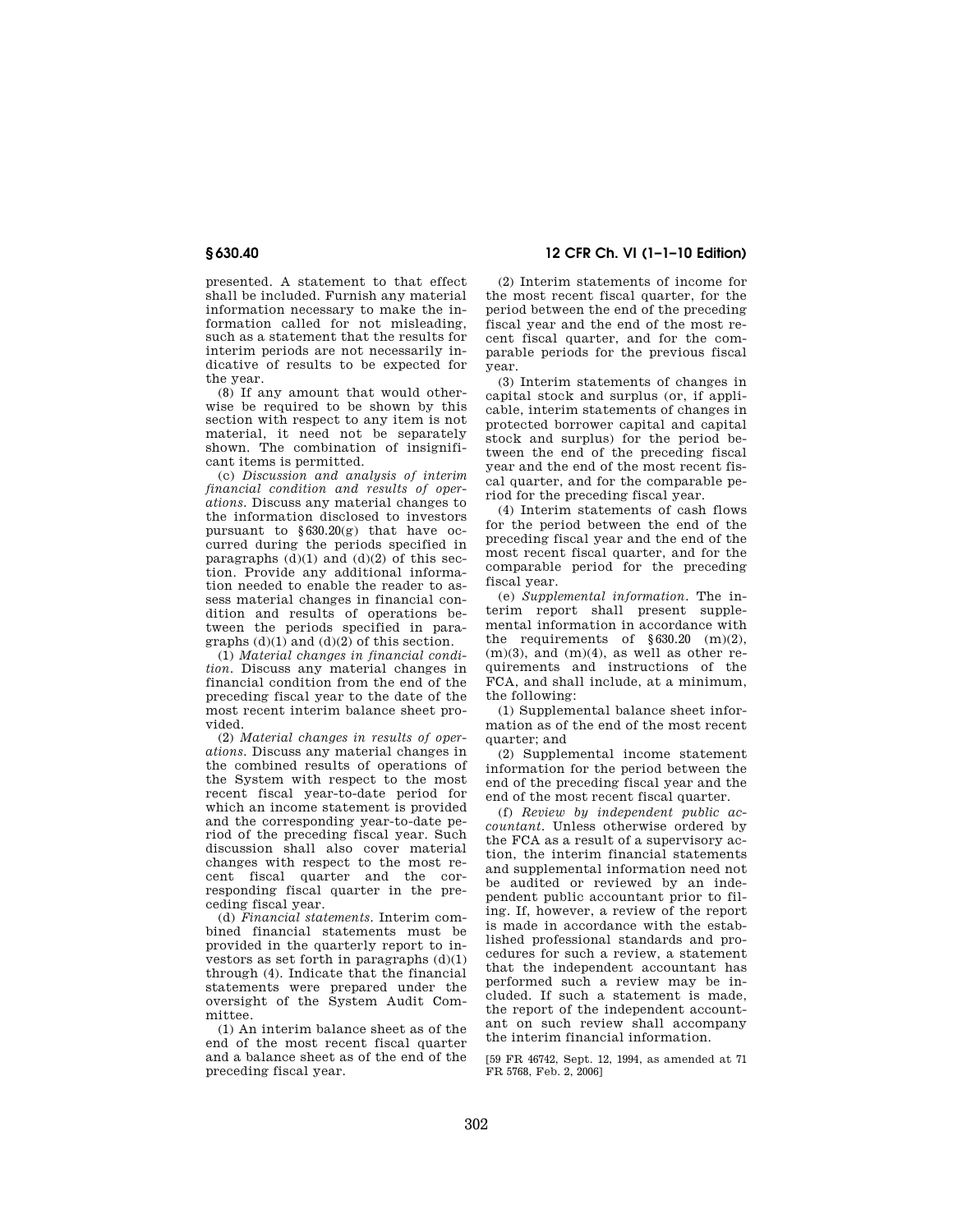presented. A statement to that effect shall be included. Furnish any material information necessary to make the information called for not misleading, such as a statement that the results for interim periods are not necessarily indicative of results to be expected for the year.

(8) If any amount that would otherwise be required to be shown by this section with respect to any item is not material, it need not be separately shown. The combination of insignificant items is permitted.

(c) *Discussion and analysis of interim financial condition and results of operations.* Discuss any material changes to the information disclosed to investors pursuant to §630.20(g) that have occurred during the periods specified in paragraphs (d)(1) and (d)(2) of this section. Provide any additional information needed to enable the reader to assess material changes in financial condition and results of operations between the periods specified in paragraphs (d)(1) and (d)(2) of this section.

(1) *Material changes in financial condition.* Discuss any material changes in financial condition from the end of the preceding fiscal year to the date of the most recent interim balance sheet provided.

(2) *Material changes in results of operations.* Discuss any material changes in the combined results of operations of the System with respect to the most recent fiscal year-to-date period for which an income statement is provided and the corresponding year-to-date period of the preceding fiscal year. Such discussion shall also cover material changes with respect to the most recent fiscal quarter and the corresponding fiscal quarter in the preceding fiscal year.

(d) *Financial statements.* Interim combined financial statements must be provided in the quarterly report to investors as set forth in paragraphs (d)(1) through (4). Indicate that the financial statements were prepared under the oversight of the System Audit Committee.

(1) An interim balance sheet as of the end of the most recent fiscal quarter and a balance sheet as of the end of the preceding fiscal year.

(2) Interim statements of income for the most recent fiscal quarter, for the period between the end of the preceding fiscal year and the end of the most recent fiscal quarter, and for the comparable periods for the previous fiscal year.

(3) Interim statements of changes in capital stock and surplus (or, if applicable, interim statements of changes in protected borrower capital and capital stock and surplus) for the period between the end of the preceding fiscal year and the end of the most recent fiscal quarter, and for the comparable period for the preceding fiscal year.

(4) Interim statements of cash flows for the period between the end of the preceding fiscal year and the end of the most recent fiscal quarter, and for the comparable period for the preceding fiscal year.

(e) *Supplemental information.* The interim report shall present supplemental information in accordance with the requirements of §630.20 (m)(2), (m)(3), and (m)(4), as well as other requirements and instructions of the FCA, and shall include, at a minimum, the following:

(1) Supplemental balance sheet information as of the end of the most recent quarter; and

(2) Supplemental income statement information for the period between the end of the preceding fiscal year and the end of the most recent fiscal quarter.

(f) *Review by independent public accountant.* Unless otherwise ordered by the FCA as a result of a supervisory action, the interim financial statements and supplemental information need not be audited or reviewed by an independent public accountant prior to filing. If, however, a review of the report is made in accordance with the established professional standards and procedures for such a review, a statement that the independent accountant has performed such a review may be included. If such a statement is made, the report of the independent accountant on such review shall accompany the interim financial information.

[59 FR 46742, Sept. 12, 1994, as amended at 71 FR 5768, Feb. 2, 2006]